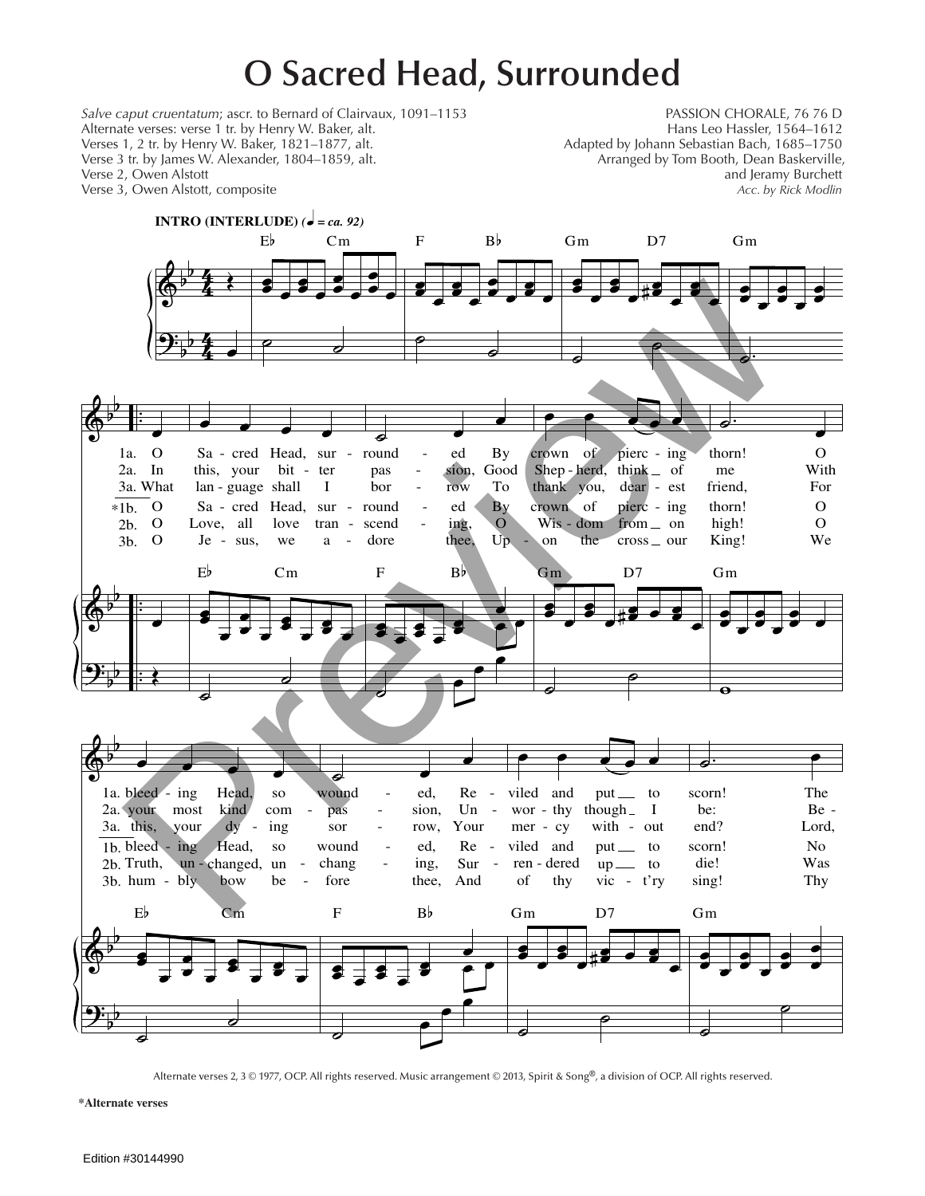# O Sacred Head, Surrounded

*Salve caput cruentatum*; ascr. to Bernard of Clairvaux, 1091–1153
Alternate verses: verse 1 tr. by Henry W. Baker, alt.
Verses 1, 2 tr. by Henry W. Baker, 1821–1877, alt.
Verse 3 tr. by James W. Alexander, 1804–1859, alt.
Verse 2, Owen Alstott
Verse 3, Owen Alstott, composite

PASSION CHORALE, 76 76 D
Hans Leo Hassler, 1564–1612
Adapted by Johann Sebastian Bach, 1685–1750
Arranged by Tom Booth, Dean Baskerville, and Jeramy Burchett
*Acc. by Rick Modlin*

**INTRO (INTERLUDE)** (♩ = ca. 92)

E♭ Cm F B♭ Gm D7 Gm

1a. O Sa - cred Head, sur - round - ed By crown of pierc - ing thorn! O
2a. In this, your bit - ter pas - sion, Good Shep - herd, think of me With
3a. What lan - guage shall I bor - row To thank you, dear - est friend, For
*1b. O Sa - cred Head, sur - round - ed By crown of pierc - ing thorn! O
2b. O Love, all love tran - scend - ing, O Wis - dom from on high! O
3b. O Je - sus, we a - dore thee, Up - on the cross our King! We

E♭ Cm F B♭ Gm D7 Gm

1a. bleed - ing Head, so wound - ed, Re - viled and put to scorn! The
2a. your most kind com - pas - sion, Un - wor - thy though I be: Be -
3a. this, your dy - ing sor - row, Your mer - cy with - out end? Lord,
1b. bleed - ing Head, so wound - ed, Re - viled and put to scorn! No
2b. Truth, un - changed, un - chang - ing, Sur - ren - dered up to die! Was
3b. hum - bly bow be - fore thee, And of thy vic - t'ry sing! Thy

E♭ Cm F B♭ Gm D7 Gm

Alternate verses 2, 3 © 1977, OCP. All rights reserved. Music arrangement © 2013, Spirit & Song®, a division of OCP. All rights reserved.

*Alternate verses

Edition #30144990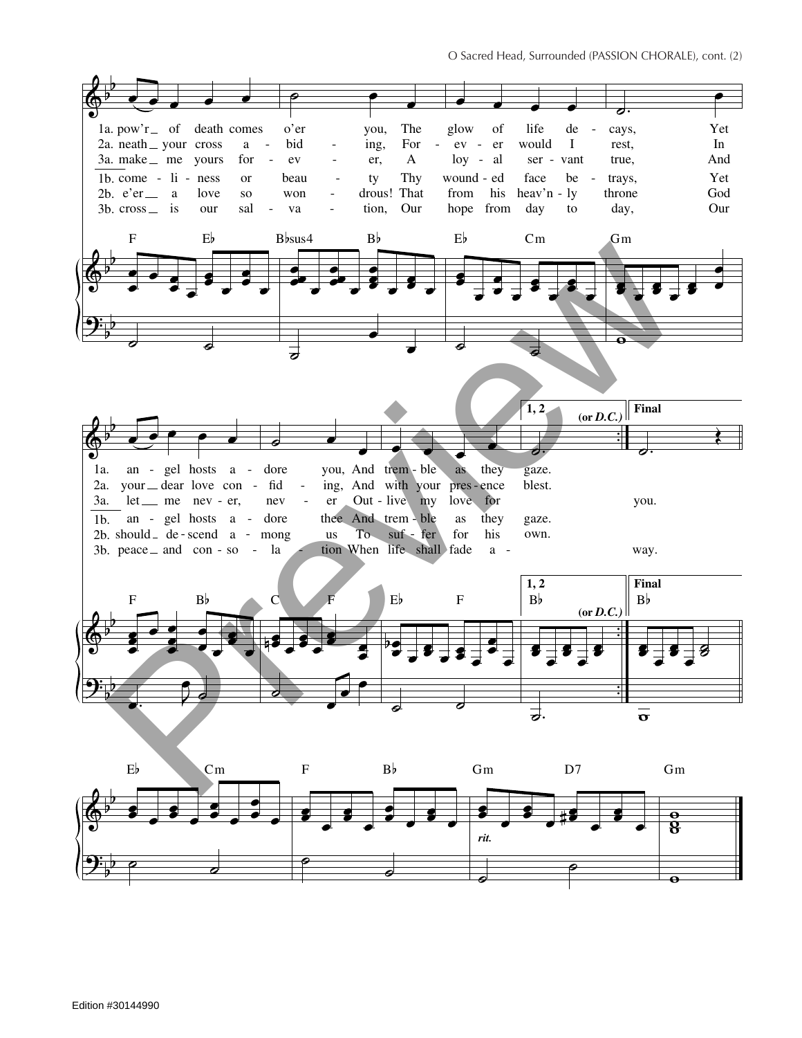F  E♭  B♭sus4  B♭  E♭  Cm  Gm

1a. pow'r _ of death comes o'er - you, The glow of life de - cays, Yet
2a. neath _ your cross a - bid - ing, For - ev - er would I rest, In
3a. make _ me yours for - ev - er, A loy - al ser - vant true, And
1b. come - li - ness or beau - ty Thy wound - ed face be - trays, Yet
2b. e'er _ a love so won - drous! That from his heav'n - ly throne God
3b. cross _ is our sal - va - tion, Our hope from day to day, Our

F  B♭  C  F  E♭  F  **1, 2** B♭ (or *D.C.*)  **Final** B♭

1a. an - gel hosts a - dore you, And trem - ble as they gaze.
2a. your _ dear love con - fid - ing, And with your pres - ence blest.
3a. let _ me nev - er, nev - er Out - live my love for you.
1b. an - gel hosts a - dore thee And trem - ble as they gaze.
2b. should _ de - scend a - mong us To suf - fer for his own.
3b. peace _ and con - so - la - tion When life shall fade a - way.

E♭  Cm  F  B♭  Gm  D7  Gm

*rit.*